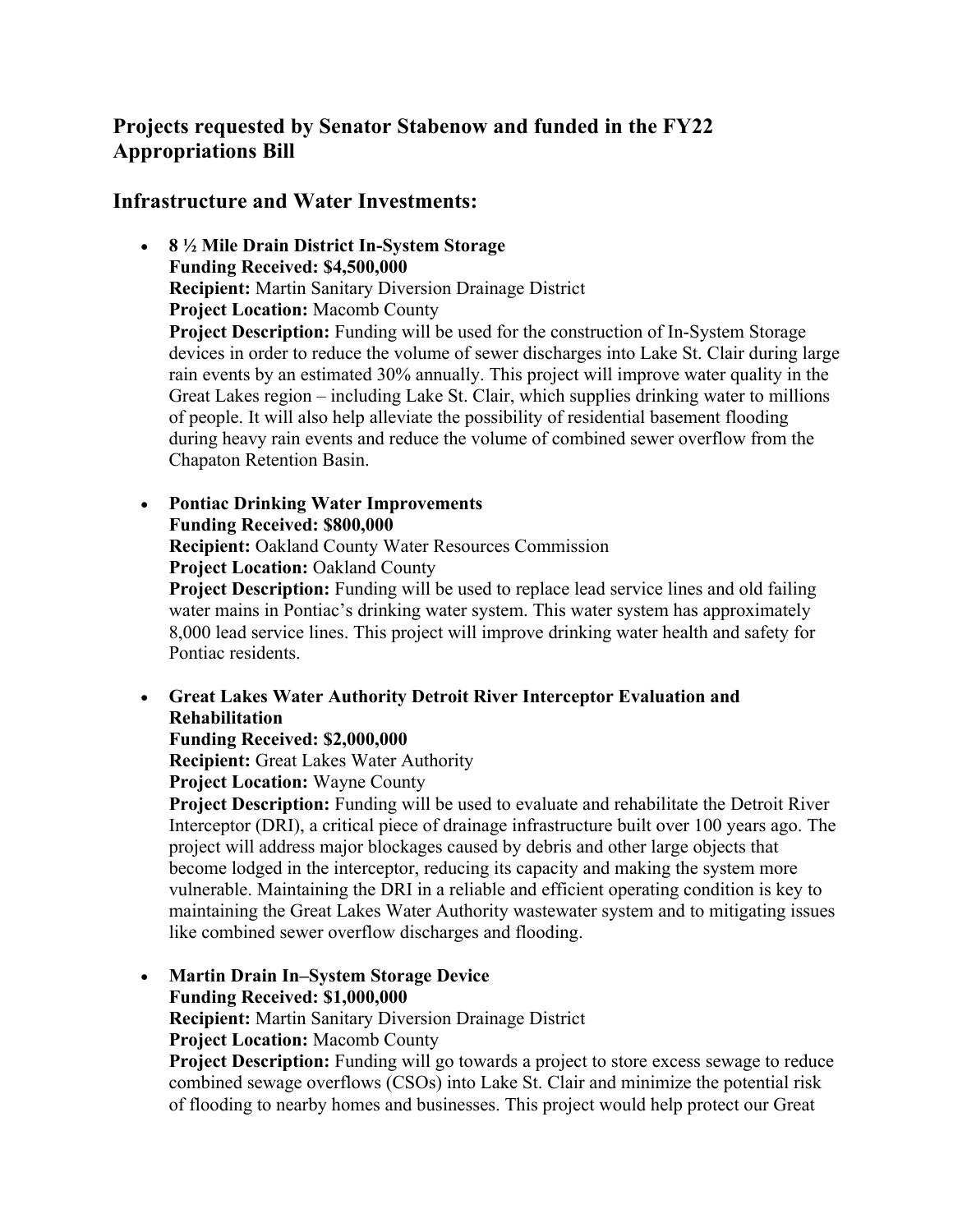## Projects requested by Senator Stabenow and funded in the FY22 Appropriations Bill

## Infrastructure and Water Investments:

- **8 ½ Mile Drain District In-System Storage**
  **Funding Received: $4,500,000**
  **Recipient:** Martin Sanitary Diversion Drainage District
  **Project Location:** Macomb County
  **Project Description:** Funding will be used for the construction of In-System Storage devices in order to reduce the volume of sewer discharges into Lake St. Clair during large rain events by an estimated 30% annually. This project will improve water quality in the Great Lakes region – including Lake St. Clair, which supplies drinking water to millions of people. It will also help alleviate the possibility of residential basement flooding during heavy rain events and reduce the volume of combined sewer overflow from the Chapaton Retention Basin.

- **Pontiac Drinking Water Improvements**
  **Funding Received: $800,000**
  **Recipient:** Oakland County Water Resources Commission
  **Project Location:** Oakland County
  **Project Description:** Funding will be used to replace lead service lines and old failing water mains in Pontiac's drinking water system. This water system has approximately 8,000 lead service lines. This project will improve drinking water health and safety for Pontiac residents.

- **Great Lakes Water Authority Detroit River Interceptor Evaluation and Rehabilitation**
  **Funding Received: $2,000,000**
  **Recipient:** Great Lakes Water Authority
  **Project Location:** Wayne County
  **Project Description:** Funding will be used to evaluate and rehabilitate the Detroit River Interceptor (DRI), a critical piece of drainage infrastructure built over 100 years ago. The project will address major blockages caused by debris and other large objects that become lodged in the interceptor, reducing its capacity and making the system more vulnerable. Maintaining the DRI in a reliable and efficient operating condition is key to maintaining the Great Lakes Water Authority wastewater system and to mitigating issues like combined sewer overflow discharges and flooding.

- **Martin Drain In–System Storage Device**
  **Funding Received: $1,000,000**
  **Recipient:** Martin Sanitary Diversion Drainage District
  **Project Location:** Macomb County
  **Project Description:** Funding will go towards a project to store excess sewage to reduce combined sewage overflows (CSOs) into Lake St. Clair and minimize the potential risk of flooding to nearby homes and businesses. This project would help protect our Great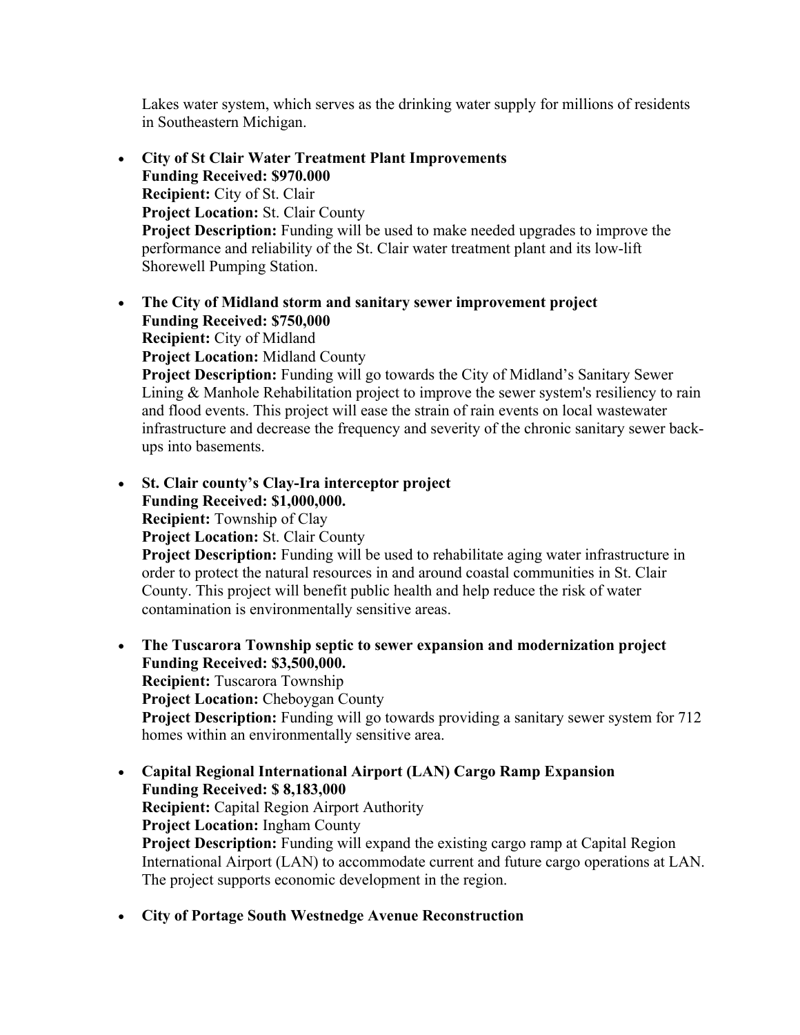Lakes water system, which serves as the drinking water supply for millions of residents in Southeastern Michigan.

- **City of St Clair Water Treatment Plant Improvements**
  **Funding Received: $970.000**
  **Recipient:** City of St. Clair
  **Project Location:** St. Clair County
  **Project Description:** Funding will be used to make needed upgrades to improve the performance and reliability of the St. Clair water treatment plant and its low-lift Shorewell Pumping Station.

- **The City of Midland storm and sanitary sewer improvement project**
  **Funding Received: $750,000**
  **Recipient:** City of Midland
  **Project Location:** Midland County
  **Project Description:** Funding will go towards the City of Midland's Sanitary Sewer Lining & Manhole Rehabilitation project to improve the sewer system's resiliency to rain and flood events. This project will ease the strain of rain events on local wastewater infrastructure and decrease the frequency and severity of the chronic sanitary sewer back-ups into basements.

- **St. Clair county's Clay-Ira interceptor project**
  **Funding Received: $1,000,000.**
  **Recipient:** Township of Clay
  **Project Location:** St. Clair County
  **Project Description:** Funding will be used to rehabilitate aging water infrastructure in order to protect the natural resources in and around coastal communities in St. Clair County. This project will benefit public health and help reduce the risk of water contamination is environmentally sensitive areas.

- **The Tuscarora Township septic to sewer expansion and modernization project**
  **Funding Received: $3,500,000.**
  **Recipient:** Tuscarora Township
  **Project Location:** Cheboygan County
  **Project Description:** Funding will go towards providing a sanitary sewer system for 712 homes within an environmentally sensitive area.

- **Capital Regional International Airport (LAN) Cargo Ramp Expansion**
  **Funding Received: $ 8,183,000**
  **Recipient:** Capital Region Airport Authority
  **Project Location:** Ingham County
  **Project Description:** Funding will expand the existing cargo ramp at Capital Region International Airport (LAN) to accommodate current and future cargo operations at LAN. The project supports economic development in the region.

- **City of Portage South Westnedge Avenue Reconstruction**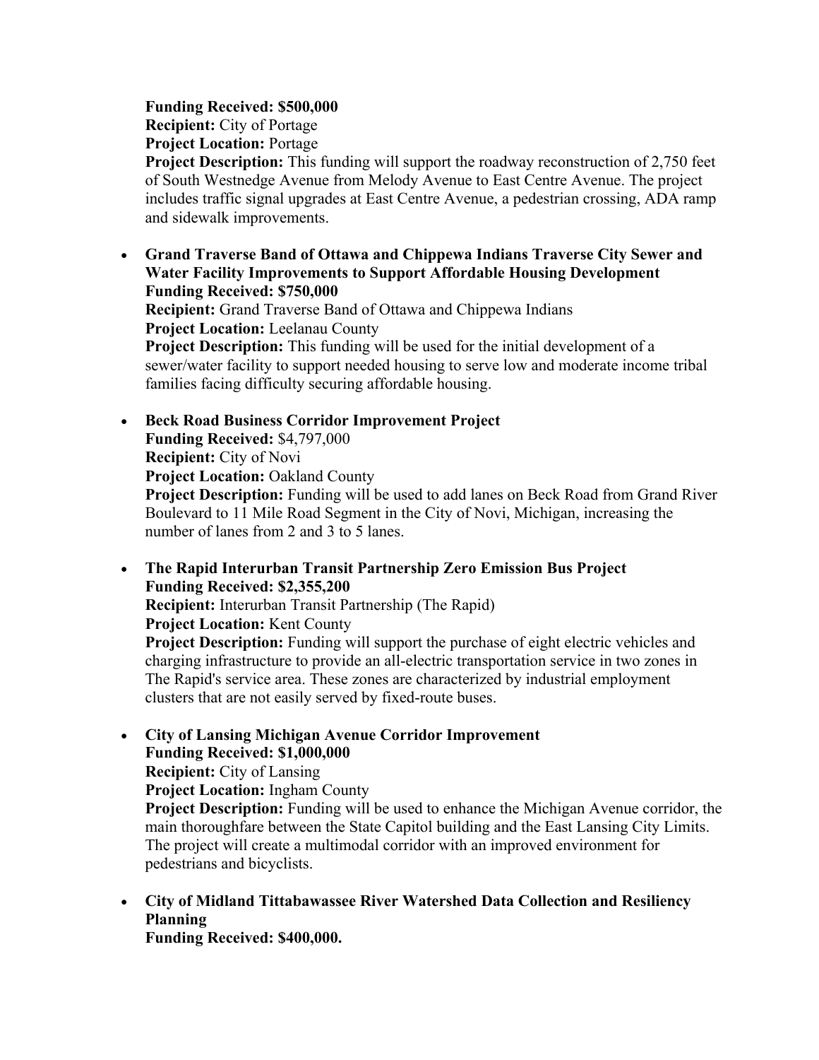**Funding Received: $500,000**
**Recipient:** City of Portage
**Project Location:** Portage
**Project Description:** This funding will support the roadway reconstruction of 2,750 feet of South Westnedge Avenue from Melody Avenue to East Centre Avenue. The project includes traffic signal upgrades at East Centre Avenue, a pedestrian crossing, ADA ramp and sidewalk improvements.

- **Grand Traverse Band of Ottawa and Chippewa Indians Traverse City Sewer and Water Facility Improvements to Support Affordable Housing Development**
  **Funding Received: $750,000**
  **Recipient:** Grand Traverse Band of Ottawa and Chippewa Indians
  **Project Location:** Leelanau County
  **Project Description:** This funding will be used for the initial development of a sewer/water facility to support needed housing to serve low and moderate income tribal families facing difficulty securing affordable housing.

- **Beck Road Business Corridor Improvement Project**
  **Funding Received:** $4,797,000
  **Recipient:** City of Novi
  **Project Location:** Oakland County
  **Project Description:** Funding will be used to add lanes on Beck Road from Grand River Boulevard to 11 Mile Road Segment in the City of Novi, Michigan, increasing the number of lanes from 2 and 3 to 5 lanes.

- **The Rapid Interurban Transit Partnership Zero Emission Bus Project**
  **Funding Received: $2,355,200**
  **Recipient:** Interurban Transit Partnership (The Rapid)
  **Project Location:** Kent County
  **Project Description:** Funding will support the purchase of eight electric vehicles and charging infrastructure to provide an all-electric transportation service in two zones in The Rapid's service area. These zones are characterized by industrial employment clusters that are not easily served by fixed-route buses.

- **City of Lansing Michigan Avenue Corridor Improvement**
  **Funding Received: $1,000,000**
  **Recipient:** City of Lansing
  **Project Location:** Ingham County
  **Project Description:** Funding will be used to enhance the Michigan Avenue corridor, the main thoroughfare between the State Capitol building and the East Lansing City Limits. The project will create a multimodal corridor with an improved environment for pedestrians and bicyclists.

- **City of Midland Tittabawassee River Watershed Data Collection and Resiliency Planning**
  **Funding Received: $400,000.**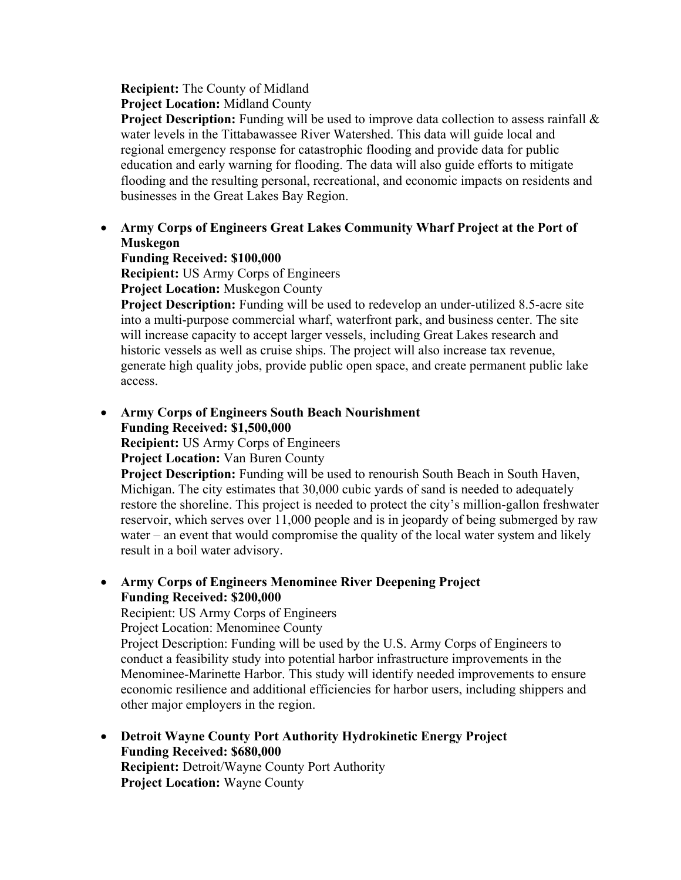**Recipient:** The County of Midland
**Project Location:** Midland County
**Project Description:** Funding will be used to improve data collection to assess rainfall & water levels in the Tittabawassee River Watershed. This data will guide local and regional emergency response for catastrophic flooding and provide data for public education and early warning for flooding. The data will also guide efforts to mitigate flooding and the resulting personal, recreational, and economic impacts on residents and businesses in the Great Lakes Bay Region.

- **Army Corps of Engineers Great Lakes Community Wharf Project at the Port of Muskegon**
  **Funding Received: $100,000**
  **Recipient:** US Army Corps of Engineers
  **Project Location:** Muskegon County
  **Project Description:** Funding will be used to redevelop an under-utilized 8.5-acre site into a multi-purpose commercial wharf, waterfront park, and business center. The site will increase capacity to accept larger vessels, including Great Lakes research and historic vessels as well as cruise ships. The project will also increase tax revenue, generate high quality jobs, provide public open space, and create permanent public lake access.

- **Army Corps of Engineers South Beach Nourishment**
  **Funding Received: $1,500,000**
  **Recipient:** US Army Corps of Engineers
  **Project Location:** Van Buren County
  **Project Description:** Funding will be used to renourish South Beach in South Haven, Michigan. The city estimates that 30,000 cubic yards of sand is needed to adequately restore the shoreline. This project is needed to protect the city's million-gallon freshwater reservoir, which serves over 11,000 people and is in jeopardy of being submerged by raw water – an event that would compromise the quality of the local water system and likely result in a boil water advisory.

- **Army Corps of Engineers Menominee River Deepening Project**
  **Funding Received: $200,000**
  Recipient: US Army Corps of Engineers
  Project Location: Menominee County
  Project Description: Funding will be used by the U.S. Army Corps of Engineers to conduct a feasibility study into potential harbor infrastructure improvements in the Menominee-Marinette Harbor. This study will identify needed improvements to ensure economic resilience and additional efficiencies for harbor users, including shippers and other major employers in the region.

- **Detroit Wayne County Port Authority Hydrokinetic Energy Project**
  **Funding Received: $680,000**
  **Recipient:** Detroit/Wayne County Port Authority
  **Project Location:** Wayne County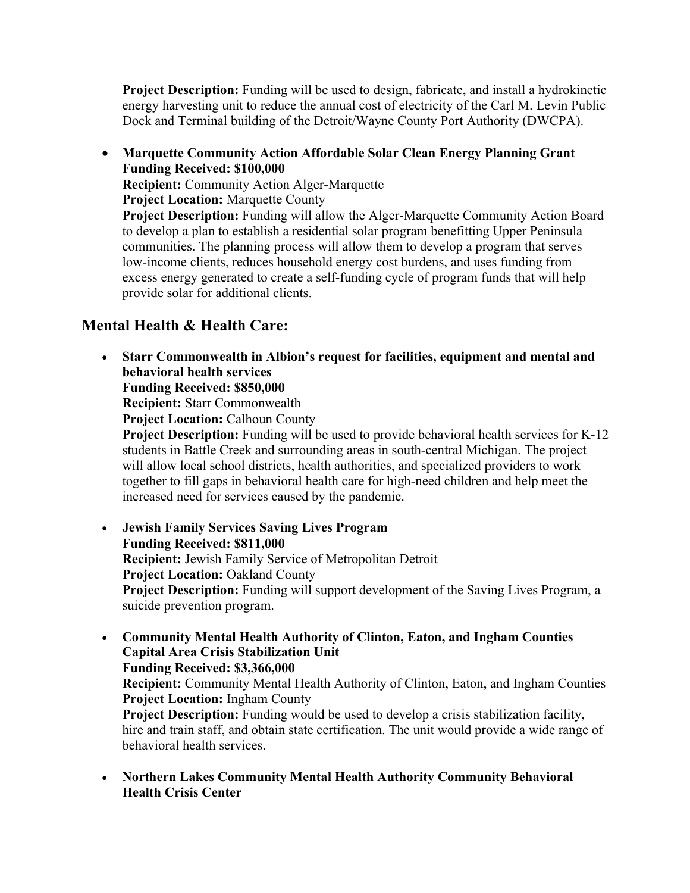**Project Description:** Funding will be used to design, fabricate, and install a hydrokinetic energy harvesting unit to reduce the annual cost of electricity of the Carl M. Levin Public Dock and Terminal building of the Detroit/Wayne County Port Authority (DWCPA).

- **Marquette Community Action Affordable Solar Clean Energy Planning Grant**
  **Funding Received: $100,000**
  **Recipient:** Community Action Alger-Marquette
  **Project Location:** Marquette County
  **Project Description:** Funding will allow the Alger-Marquette Community Action Board to develop a plan to establish a residential solar program benefitting Upper Peninsula communities. The planning process will allow them to develop a program that serves low-income clients, reduces household energy cost burdens, and uses funding from excess energy generated to create a self-funding cycle of program funds that will help provide solar for additional clients.

## Mental Health & Health Care:

- **Starr Commonwealth in Albion's request for facilities, equipment and mental and behavioral health services**
  **Funding Received: $850,000**
  **Recipient:** Starr Commonwealth
  **Project Location:** Calhoun County
  **Project Description:** Funding will be used to provide behavioral health services for K-12 students in Battle Creek and surrounding areas in south-central Michigan. The project will allow local school districts, health authorities, and specialized providers to work together to fill gaps in behavioral health care for high-need children and help meet the increased need for services caused by the pandemic.

- **Jewish Family Services Saving Lives Program**
  **Funding Received: $811,000**
  **Recipient:** Jewish Family Service of Metropolitan Detroit
  **Project Location:** Oakland County
  **Project Description:** Funding will support development of the Saving Lives Program, a suicide prevention program.

- **Community Mental Health Authority of Clinton, Eaton, and Ingham Counties Capital Area Crisis Stabilization Unit**
  **Funding Received: $3,366,000**
  **Recipient:** Community Mental Health Authority of Clinton, Eaton, and Ingham Counties
  **Project Location:** Ingham County
  **Project Description:** Funding would be used to develop a crisis stabilization facility, hire and train staff, and obtain state certification. The unit would provide a wide range of behavioral health services.

- **Northern Lakes Community Mental Health Authority Community Behavioral Health Crisis Center**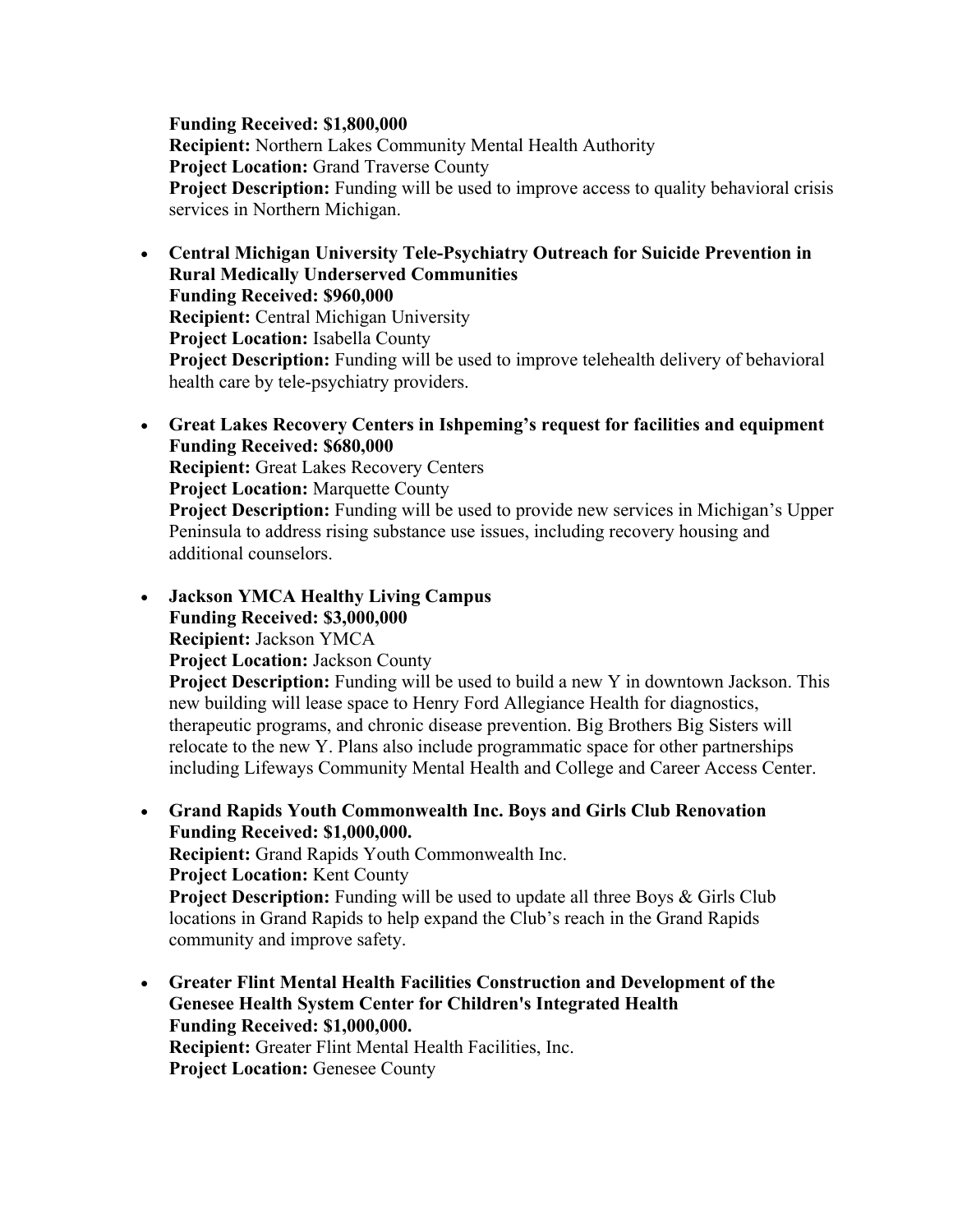**Funding Received: $1,800,000**
**Recipient:** Northern Lakes Community Mental Health Authority
**Project Location:** Grand Traverse County
**Project Description:** Funding will be used to improve access to quality behavioral crisis services in Northern Michigan.

- **Central Michigan University Tele-Psychiatry Outreach for Suicide Prevention in Rural Medically Underserved Communities**
  **Funding Received: $960,000**
  **Recipient:** Central Michigan University
  **Project Location:** Isabella County
  **Project Description:** Funding will be used to improve telehealth delivery of behavioral health care by tele-psychiatry providers.

- **Great Lakes Recovery Centers in Ishpeming's request for facilities and equipment**
  **Funding Received: $680,000**
  **Recipient:** Great Lakes Recovery Centers
  **Project Location:** Marquette County
  **Project Description:** Funding will be used to provide new services in Michigan's Upper Peninsula to address rising substance use issues, including recovery housing and additional counselors.

- **Jackson YMCA Healthy Living Campus**
  **Funding Received: $3,000,000**
  **Recipient:** Jackson YMCA
  **Project Location:** Jackson County
  **Project Description:** Funding will be used to build a new Y in downtown Jackson. This new building will lease space to Henry Ford Allegiance Health for diagnostics, therapeutic programs, and chronic disease prevention. Big Brothers Big Sisters will relocate to the new Y. Plans also include programmatic space for other partnerships including Lifeways Community Mental Health and College and Career Access Center.

- **Grand Rapids Youth Commonwealth Inc. Boys and Girls Club Renovation**
  **Funding Received: $1,000,000.**
  **Recipient:** Grand Rapids Youth Commonwealth Inc.
  **Project Location:** Kent County
  **Project Description:** Funding will be used to update all three Boys & Girls Club locations in Grand Rapids to help expand the Club's reach in the Grand Rapids community and improve safety.

- **Greater Flint Mental Health Facilities Construction and Development of the Genesee Health System Center for Children's Integrated Health**
  **Funding Received: $1,000,000.**
  **Recipient:** Greater Flint Mental Health Facilities, Inc.
  **Project Location:** Genesee County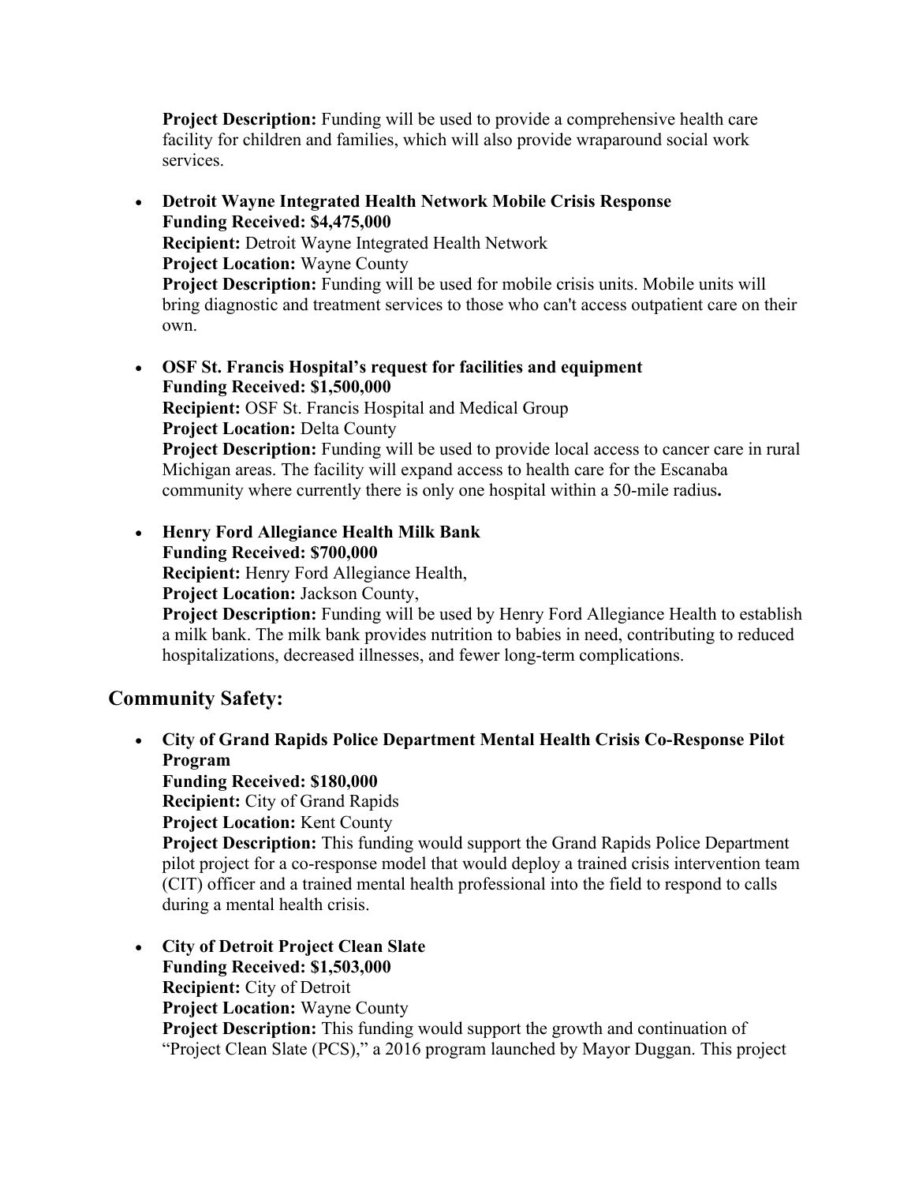**Project Description:** Funding will be used to provide a comprehensive health care facility for children and families, which will also provide wraparound social work services.

- **Detroit Wayne Integrated Health Network Mobile Crisis Response**
  **Funding Received: $4,475,000**
  **Recipient:** Detroit Wayne Integrated Health Network
  **Project Location:** Wayne County
  **Project Description:** Funding will be used for mobile crisis units. Mobile units will bring diagnostic and treatment services to those who can't access outpatient care on their own.

- **OSF St. Francis Hospital's request for facilities and equipment**
  **Funding Received: $1,500,000**
  **Recipient:** OSF St. Francis Hospital and Medical Group
  **Project Location:** Delta County
  **Project Description:** Funding will be used to provide local access to cancer care in rural Michigan areas. The facility will expand access to health care for the Escanaba community where currently there is only one hospital within a 50-mile radius**.**

- **Henry Ford Allegiance Health Milk Bank**
  **Funding Received: $700,000**
  **Recipient:** Henry Ford Allegiance Health,
  **Project Location:** Jackson County,
  **Project Description:** Funding will be used by Henry Ford Allegiance Health to establish a milk bank. The milk bank provides nutrition to babies in need, contributing to reduced hospitalizations, decreased illnesses, and fewer long-term complications.

## Community Safety:

- **City of Grand Rapids Police Department Mental Health Crisis Co-Response Pilot Program**
  **Funding Received: $180,000**
  **Recipient:** City of Grand Rapids
  **Project Location:** Kent County
  **Project Description:** This funding would support the Grand Rapids Police Department pilot project for a co-response model that would deploy a trained crisis intervention team (CIT) officer and a trained mental health professional into the field to respond to calls during a mental health crisis.

- **City of Detroit Project Clean Slate**
  **Funding Received: $1,503,000**
  **Recipient:** City of Detroit
  **Project Location:** Wayne County
  **Project Description:** This funding would support the growth and continuation of "Project Clean Slate (PCS)," a 2016 program launched by Mayor Duggan. This project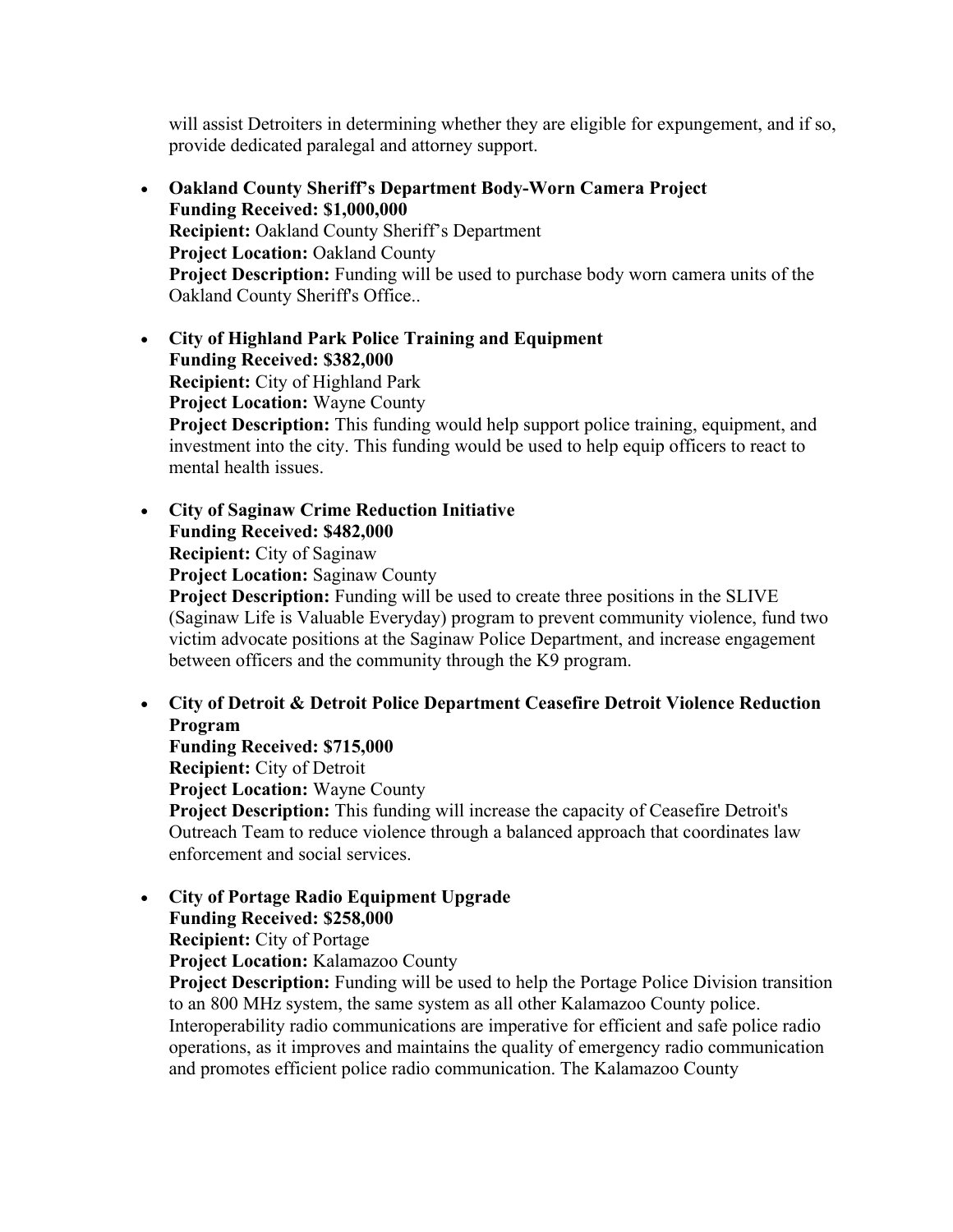will assist Detroiters in determining whether they are eligible for expungement, and if so, provide dedicated paralegal and attorney support.

- **Oakland County Sheriff's Department Body-Worn Camera Project**
  **Funding Received: $1,000,000**
  **Recipient:** Oakland County Sheriff's Department
  **Project Location:** Oakland County
  **Project Description:** Funding will be used to purchase body worn camera units of the Oakland County Sheriff's Office..

- **City of Highland Park Police Training and Equipment**
  **Funding Received: $382,000**
  **Recipient:** City of Highland Park
  **Project Location:** Wayne County
  **Project Description:** This funding would help support police training, equipment, and investment into the city. This funding would be used to help equip officers to react to mental health issues.

- **City of Saginaw Crime Reduction Initiative**
  **Funding Received: $482,000**
  **Recipient:** City of Saginaw
  **Project Location:** Saginaw County
  **Project Description:** Funding will be used to create three positions in the SLIVE (Saginaw Life is Valuable Everyday) program to prevent community violence, fund two victim advocate positions at the Saginaw Police Department, and increase engagement between officers and the community through the K9 program.

- **City of Detroit & Detroit Police Department Ceasefire Detroit Violence Reduction Program**
  **Funding Received: $715,000**
  **Recipient:** City of Detroit
  **Project Location:** Wayne County
  **Project Description:** This funding will increase the capacity of Ceasefire Detroit's Outreach Team to reduce violence through a balanced approach that coordinates law enforcement and social services.

- **City of Portage Radio Equipment Upgrade**
  **Funding Received: $258,000**
  **Recipient:** City of Portage
  **Project Location:** Kalamazoo County
  **Project Description:** Funding will be used to help the Portage Police Division transition to an 800 MHz system, the same system as all other Kalamazoo County police. Interoperability radio communications are imperative for efficient and safe police radio operations, as it improves and maintains the quality of emergency radio communication and promotes efficient police radio communication. The Kalamazoo County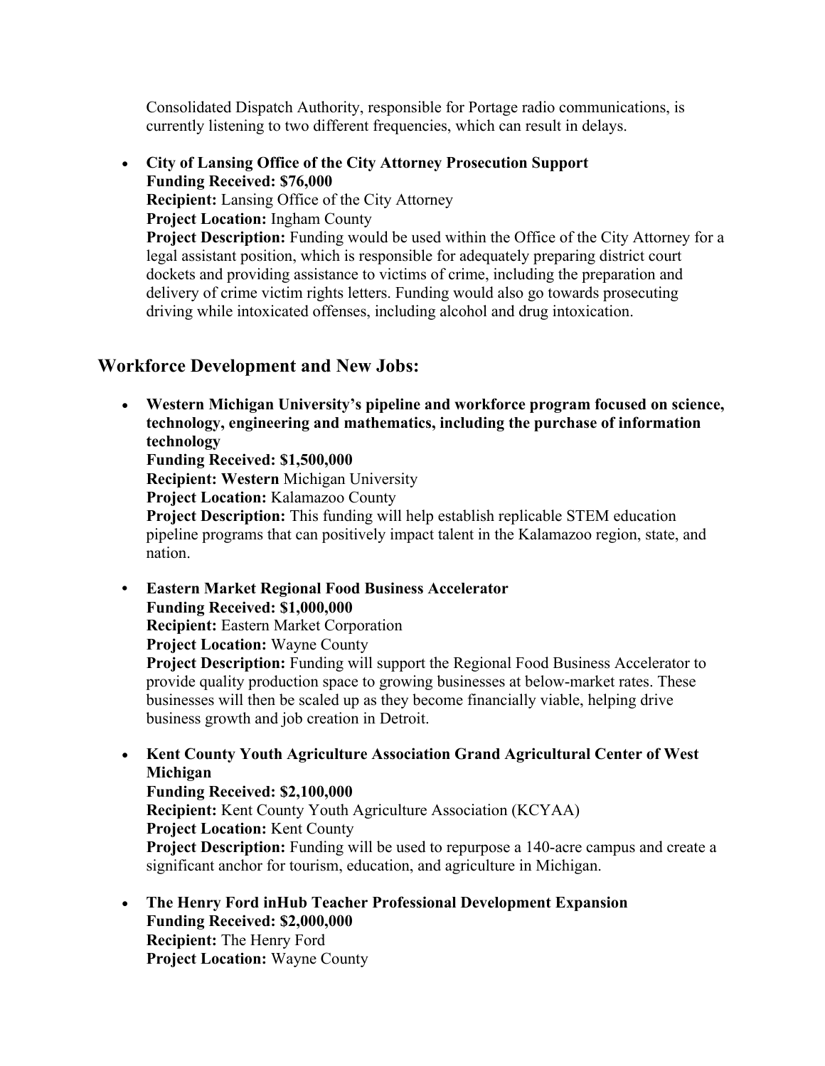Consolidated Dispatch Authority, responsible for Portage radio communications, is currently listening to two different frequencies, which can result in delays.

- **City of Lansing Office of the City Attorney Prosecution Support**
  **Funding Received: $76,000**
  **Recipient:** Lansing Office of the City Attorney
  **Project Location:** Ingham County
  **Project Description:** Funding would be used within the Office of the City Attorney for a legal assistant position, which is responsible for adequately preparing district court dockets and providing assistance to victims of crime, including the preparation and delivery of crime victim rights letters. Funding would also go towards prosecuting driving while intoxicated offenses, including alcohol and drug intoxication.

## Workforce Development and New Jobs:

- **Western Michigan University's pipeline and workforce program focused on science, technology, engineering and mathematics, including the purchase of information technology**
  **Funding Received: $1,500,000**
  **Recipient: Western** Michigan University
  **Project Location:** Kalamazoo County
  **Project Description:** This funding will help establish replicable STEM education pipeline programs that can positively impact talent in the Kalamazoo region, state, and nation.

- **Eastern Market Regional Food Business Accelerator**
  **Funding Received: $1,000,000**
  **Recipient:** Eastern Market Corporation
  **Project Location:** Wayne County
  **Project Description:** Funding will support the Regional Food Business Accelerator to provide quality production space to growing businesses at below-market rates. These businesses will then be scaled up as they become financially viable, helping drive business growth and job creation in Detroit.

- **Kent County Youth Agriculture Association Grand Agricultural Center of West Michigan**
  **Funding Received: $2,100,000**
  **Recipient:** Kent County Youth Agriculture Association (KCYAA)
  **Project Location:** Kent County
  **Project Description:** Funding will be used to repurpose a 140-acre campus and create a significant anchor for tourism, education, and agriculture in Michigan.

- **The Henry Ford inHub Teacher Professional Development Expansion**
  **Funding Received: $2,000,000**
  **Recipient:** The Henry Ford
  **Project Location:** Wayne County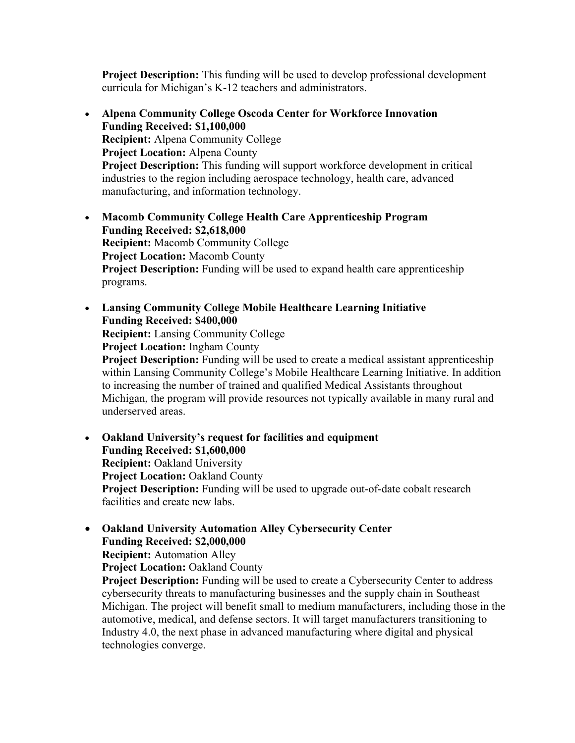**Project Description:** This funding will be used to develop professional development curricula for Michigan's K-12 teachers and administrators.

- **Alpena Community College Oscoda Center for Workforce Innovation**
  **Funding Received: $1,100,000**
  **Recipient:** Alpena Community College
  **Project Location:** Alpena County
  **Project Description:** This funding will support workforce development in critical industries to the region including aerospace technology, health care, advanced manufacturing, and information technology.

- **Macomb Community College Health Care Apprenticeship Program**
  **Funding Received: $2,618,000**
  **Recipient:** Macomb Community College
  **Project Location:** Macomb County
  **Project Description:** Funding will be used to expand health care apprenticeship programs.

- **Lansing Community College Mobile Healthcare Learning Initiative**
  **Funding Received: $400,000**
  **Recipient:** Lansing Community College
  **Project Location:** Ingham County
  **Project Description:** Funding will be used to create a medical assistant apprenticeship within Lansing Community College's Mobile Healthcare Learning Initiative. In addition to increasing the number of trained and qualified Medical Assistants throughout Michigan, the program will provide resources not typically available in many rural and underserved areas.

- **Oakland University's request for facilities and equipment**
  **Funding Received: $1,600,000**
  **Recipient:** Oakland University
  **Project Location:** Oakland County
  **Project Description:** Funding will be used to upgrade out-of-date cobalt research facilities and create new labs.

- **Oakland University Automation Alley Cybersecurity Center**
  **Funding Received: $2,000,000**
  **Recipient:** Automation Alley
  **Project Location:** Oakland County
  **Project Description:** Funding will be used to create a Cybersecurity Center to address cybersecurity threats to manufacturing businesses and the supply chain in Southeast Michigan. The project will benefit small to medium manufacturers, including those in the automotive, medical, and defense sectors. It will target manufacturers transitioning to Industry 4.0, the next phase in advanced manufacturing where digital and physical technologies converge.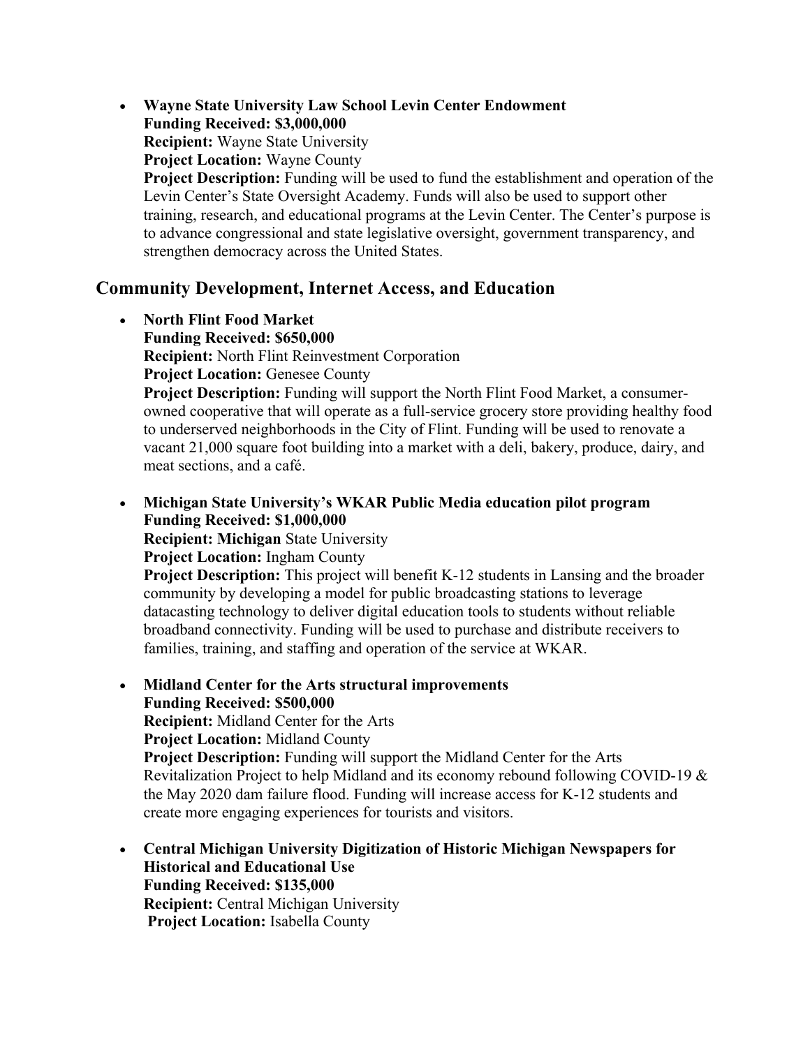- **Wayne State University Law School Levin Center Endowment**
  **Funding Received: $3,000,000**
  **Recipient:** Wayne State University
  **Project Location:** Wayne County
  **Project Description:** Funding will be used to fund the establishment and operation of the Levin Center's State Oversight Academy. Funds will also be used to support other training, research, and educational programs at the Levin Center. The Center's purpose is to advance congressional and state legislative oversight, government transparency, and strengthen democracy across the United States.

## Community Development, Internet Access, and Education

- **North Flint Food Market**
  **Funding Received: $650,000**
  **Recipient:** North Flint Reinvestment Corporation
  **Project Location:** Genesee County
  **Project Description:** Funding will support the North Flint Food Market, a consumer-owned cooperative that will operate as a full-service grocery store providing healthy food to underserved neighborhoods in the City of Flint. Funding will be used to renovate a vacant 21,000 square foot building into a market with a deli, bakery, produce, dairy, and meat sections, and a café.

- **Michigan State University's WKAR Public Media education pilot program**
  **Funding Received: $1,000,000**
  **Recipient: Michigan** State University
  **Project Location:** Ingham County
  **Project Description:** This project will benefit K-12 students in Lansing and the broader community by developing a model for public broadcasting stations to leverage datacasting technology to deliver digital education tools to students without reliable broadband connectivity. Funding will be used to purchase and distribute receivers to families, training, and staffing and operation of the service at WKAR.

- **Midland Center for the Arts structural improvements**
  **Funding Received: $500,000**
  **Recipient:** Midland Center for the Arts
  **Project Location:** Midland County
  **Project Description:** Funding will support the Midland Center for the Arts Revitalization Project to help Midland and its economy rebound following COVID-19 & the May 2020 dam failure flood. Funding will increase access for K-12 students and create more engaging experiences for tourists and visitors.

- **Central Michigan University Digitization of Historic Michigan Newspapers for Historical and Educational Use**
  **Funding Received: $135,000**
  **Recipient:** Central Michigan University
  **Project Location:** Isabella County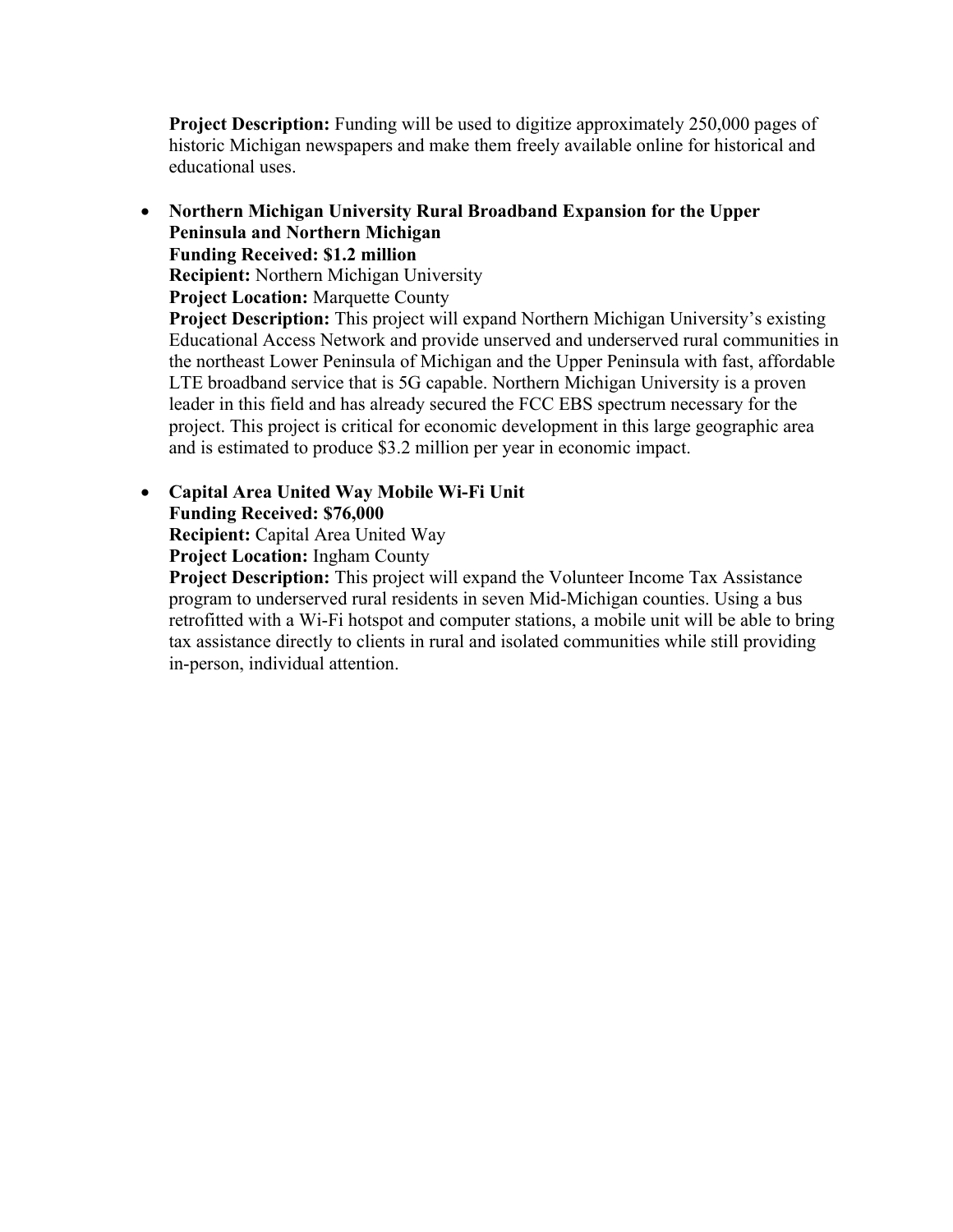**Project Description:** Funding will be used to digitize approximately 250,000 pages of historic Michigan newspapers and make them freely available online for historical and educational uses.

- **Northern Michigan University Rural Broadband Expansion for the Upper Peninsula and Northern Michigan**
  **Funding Received: $1.2 million**
  **Recipient:** Northern Michigan University
  **Project Location:** Marquette County
  **Project Description:** This project will expand Northern Michigan University's existing Educational Access Network and provide unserved and underserved rural communities in the northeast Lower Peninsula of Michigan and the Upper Peninsula with fast, affordable LTE broadband service that is 5G capable. Northern Michigan University is a proven leader in this field and has already secured the FCC EBS spectrum necessary for the project. This project is critical for economic development in this large geographic area and is estimated to produce $3.2 million per year in economic impact.

- **Capital Area United Way Mobile Wi-Fi Unit**
  **Funding Received: $76,000**
  **Recipient:** Capital Area United Way
  **Project Location:** Ingham County
  **Project Description:** This project will expand the Volunteer Income Tax Assistance program to underserved rural residents in seven Mid-Michigan counties. Using a bus retrofitted with a Wi-Fi hotspot and computer stations, a mobile unit will be able to bring tax assistance directly to clients in rural and isolated communities while still providing in-person, individual attention.